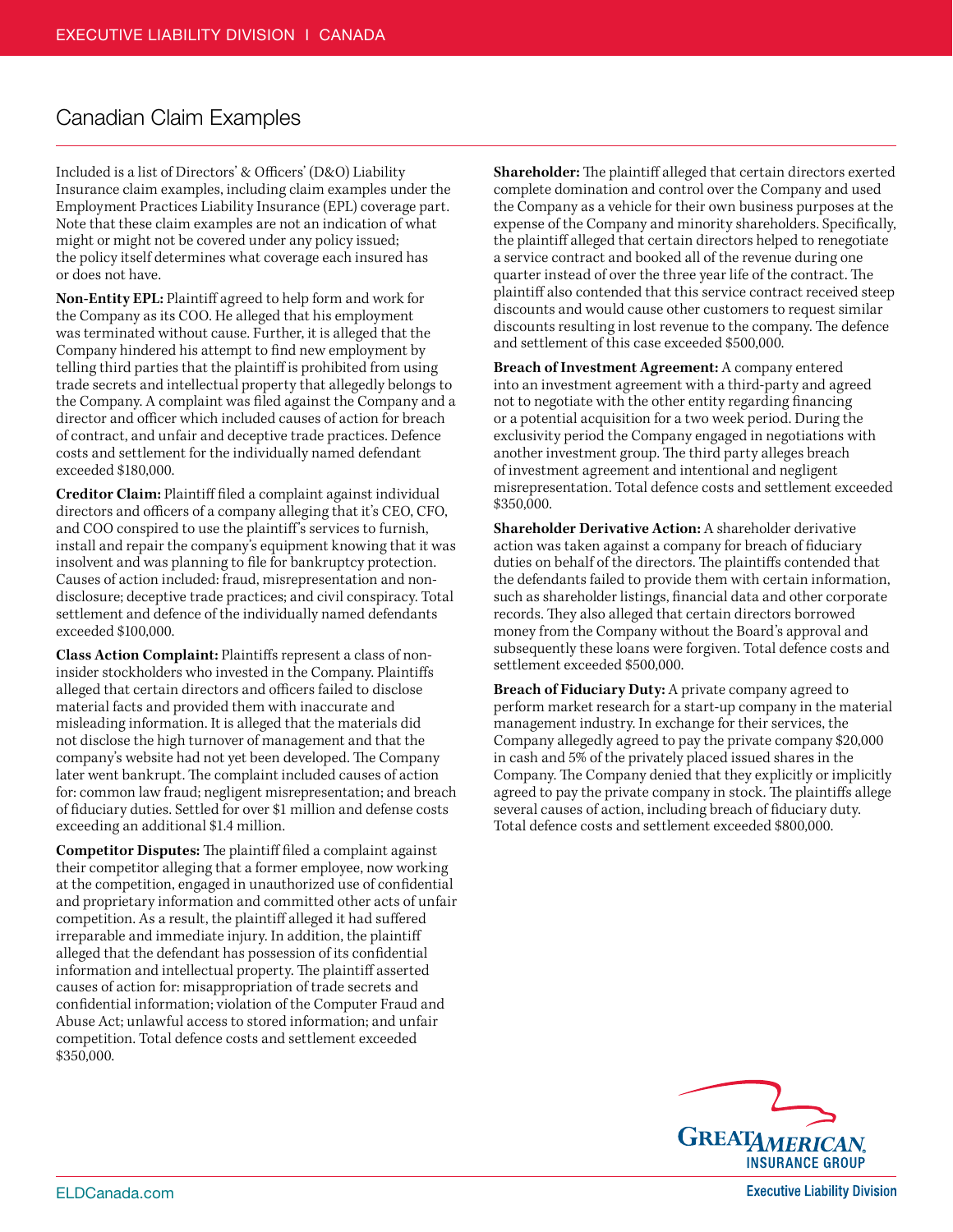# Canadian Claim Examples

Included is a list of Directors' & Officers' (D&O) Liability Insurance claim examples, including claim examples under the Employment Practices Liability Insurance (EPL) coverage part. Note that these claim examples are not an indication of what might or might not be covered under any policy issued; the policy itself determines what coverage each insured has or does not have.

**Non-Entity EPL:** Plaintiff agreed to help form and work for the Company as its COO. He alleged that his employment was terminated without cause. Further, it is alleged that the Company hindered his attempt to find new employment by telling third parties that the plaintiff is prohibited from using trade secrets and intellectual property that allegedly belongs to the Company. A complaint was filed against the Company and a director and officer which included causes of action for breach of contract, and unfair and deceptive trade practices. Defence costs and settlement for the individually named defendant exceeded $180,000.

**Creditor Claim:** Plaintiff filed a complaint against individual directors and officers of a company alleging that it's CEO, CFO, and COO conspired to use the plaintiff's services to furnish, install and repair the company's equipment knowing that it was insolvent and was planning to file for bankruptcy protection. Causes of action included: fraud, misrepresentation and non-disclosure; deceptive trade practices; and civil conspiracy. Total settlement and defence of the individually named defendants exceeded $100,000.

**Class Action Complaint:** Plaintiffs represent a class of non-insider stockholders who invested in the Company. Plaintiffs alleged that certain directors and officers failed to disclose material facts and provided them with inaccurate and misleading information. It is alleged that the materials did not disclose the high turnover of management and that the company's website had not yet been developed. The Company later went bankrupt. The complaint included causes of action for: common law fraud; negligent misrepresentation; and breach of fiduciary duties. Settled for over $1 million and defense costs exceeding an additional $1.4 million.

**Competitor Disputes:** The plaintiff filed a complaint against their competitor alleging that a former employee, now working at the competition, engaged in unauthorized use of confidential and proprietary information and committed other acts of unfair competition. As a result, the plaintiff alleged it had suffered irreparable and immediate injury. In addition, the plaintiff alleged that the defendant has possession of its confidential information and intellectual property. The plaintiff asserted causes of action for: misappropriation of trade secrets and confidential information; violation of the Computer Fraud and Abuse Act; unlawful access to stored information; and unfair competition. Total defence costs and settlement exceeded $350,000.

**Shareholder:** The plaintiff alleged that certain directors exerted complete domination and control over the Company and used the Company as a vehicle for their own business purposes at the expense of the Company and minority shareholders. Specifically, the plaintiff alleged that certain directors helped to renegotiate a service contract and booked all of the revenue during one quarter instead of over the three year life of the contract. The plaintiff also contended that this service contract received steep discounts and would cause other customers to request similar discounts resulting in lost revenue to the company. The defence and settlement of this case exceeded $500,000.

**Breach of Investment Agreement:** A company entered into an investment agreement with a third-party and agreed not to negotiate with the other entity regarding financing or a potential acquisition for a two week period. During the exclusivity period the Company engaged in negotiations with another investment group. The third party alleges breach of investment agreement and intentional and negligent misrepresentation. Total defence costs and settlement exceeded $350,000.

**Shareholder Derivative Action:** A shareholder derivative action was taken against a company for breach of fiduciary duties on behalf of the directors. The plaintiffs contended that the defendants failed to provide them with certain information, such as shareholder listings, financial data and other corporate records. They also alleged that certain directors borrowed money from the Company without the Board's approval and subsequently these loans were forgiven. Total defence costs and settlement exceeded $500,000.

**Breach of Fiduciary Duty:** A private company agreed to perform market research for a start-up company in the material management industry. In exchange for their services, the Company allegedly agreed to pay the private company $20,000 in cash and 5% of the privately placed issued shares in the Company. The Company denied that they explicitly or implicitly agreed to pay the private company in stock. The plaintiffs allege several causes of action, including breach of fiduciary duty. Total defence costs and settlement exceeded $800,000.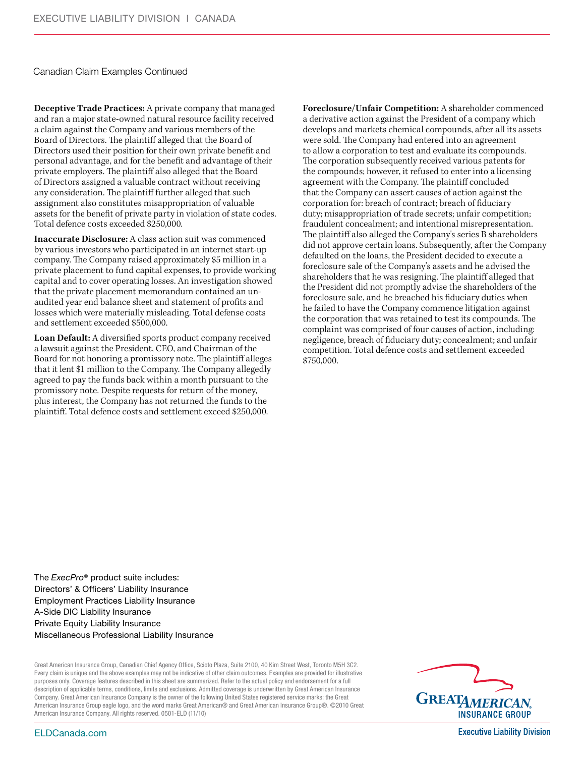Canadian Claim Examples Continued

**Deceptive Trade Practices:** A private company that managed and ran a major state-owned natural resource facility received a claim against the Company and various members of the Board of Directors. The plaintiff alleged that the Board of Directors used their position for their own private benefit and personal advantage, and for the benefit and advantage of their private employers. The plaintiff also alleged that the Board of Directors assigned a valuable contract without receiving any consideration. The plaintiff further alleged that such assignment also constitutes misappropriation of valuable assets for the benefit of private party in violation of state codes. Total defence costs exceeded $250,000.

**Inaccurate Disclosure:** A class action suit was commenced by various investors who participated in an internet start-up company. The Company raised approximately $5 million in a private placement to fund capital expenses, to provide working capital and to cover operating losses. An investigation showed that the private placement memorandum contained an un-audited year end balance sheet and statement of profits and losses which were materially misleading. Total defense costs and settlement exceeded $500,000.

**Loan Default:** A diversified sports product company received a lawsuit against the President, CEO, and Chairman of the Board for not honoring a promissory note. The plaintiff alleges that it lent $1 million to the Company. The Company allegedly agreed to pay the funds back within a month pursuant to the promissory note. Despite requests for return of the money, plus interest, the Company has not returned the funds to the plaintiff. Total defence costs and settlement exceed $250,000.

**Foreclosure/Unfair Competition:** A shareholder commenced a derivative action against the President of a company which develops and markets chemical compounds, after all its assets were sold. The Company had entered into an agreement to allow a corporation to test and evaluate its compounds. The corporation subsequently received various patents for the compounds; however, it refused to enter into a licensing agreement with the Company. The plaintiff concluded that the Company can assert causes of action against the corporation for: breach of contract; breach of fiduciary duty; misappropriation of trade secrets; unfair competition; fraudulent concealment; and intentional misrepresentation. The plaintiff also alleged the Company's series B shareholders did not approve certain loans. Subsequently, after the Company defaulted on the loans, the President decided to execute a foreclosure sale of the Company's assets and he advised the shareholders that he was resigning. The plaintiff alleged that the President did not promptly advise the shareholders of the foreclosure sale, and he breached his fiduciary duties when he failed to have the Company commence litigation against the corporation that was retained to test its compounds. The complaint was comprised of four causes of action, including: negligence, breach of fiduciary duty; concealment; and unfair competition. Total defence costs and settlement exceeded $750,000.

The *ExecPro®* product suite includes:
Directors' & Officers' Liability Insurance
Employment Practices Liability Insurance
A-Side DIC Liability Insurance
Private Equity Liability Insurance
Miscellaneous Professional Liability Insurance

Great American Insurance Group, Canadian Chief Agency Office, Scioto Plaza, Suite 2100, 40 Kim Street West, Toronto M5H 3C2. Every claim is unique and the above examples may not be indicative of other claim outcomes. Examples are provided for illustrative purposes only. Coverage features described in this sheet are summarized. Refer to the actual policy and endorsement for a full description of applicable terms, conditions, limits and exclusions. Admitted coverage is underwritten by Great American Insurance Company. Great American Insurance Company is the owner of the following United States registered service marks: the Great American Insurance Group eagle logo, and the word marks Great American® and Great American Insurance Group®. ©2010 Great American Insurance Company. All rights reserved. 0501-ELD (11/10)

ELDCanada.com

GREAT AMERICAN INSURANCE GROUP
Executive Liability Division